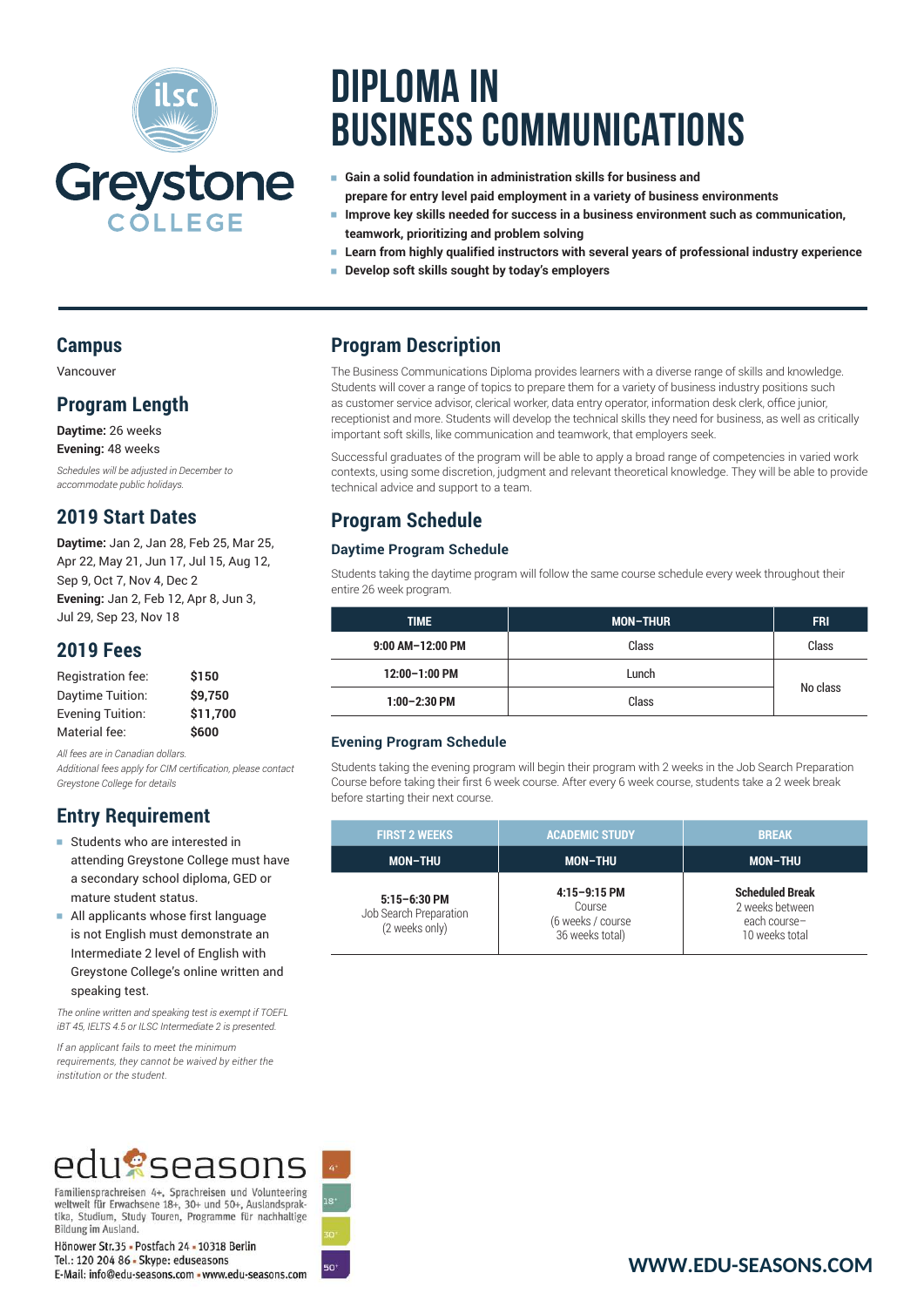ilsc
Greystone
COLLEGE

# DIPLOMA IN BUSINESS COMMUNICATIONS

- **Gain a solid foundation in administration skills for business and prepare for entry level paid employment in a variety of business environments**
- **Improve key skills needed for success in a business environment such as communication, teamwork, prioritizing and problem solving**
- **Learn from highly qualified instructors with several years of professional industry experience**
- **Develop soft skills sought by today's employers**

## Campus

Vancouver

## Program Length

**Daytime:** 26 weeks
**Evening:** 48 weeks

*Schedules will be adjusted in December to accommodate public holidays.*

## 2019 Start Dates

**Daytime:** Jan 2, Jan 28, Feb 25, Mar 25, Apr 22, May 21, Jun 17, Jul 15, Aug 12, Sep 9, Oct 7, Nov 4, Dec 2
**Evening:** Jan 2, Feb 12, Apr 8, Jun 3, Jul 29, Sep 23, Nov 18

## 2019 Fees

| | |
|---|---|
| Registration fee: | **$150** |
| Daytime Tuition: | **$9,750** |
| Evening Tuition: | **$11,700** |
| Material fee: | **$600** |

*All fees are in Canadian dollars.*
*Additional fees apply for CIM certification, please contact Greystone College for details*

## Entry Requirement

- Students who are interested in attending Greystone College must have a secondary school diploma, GED or mature student status.
- All applicants whose first language is not English must demonstrate an Intermediate 2 level of English with Greystone College's online written and speaking test.

*The online written and speaking test is exempt if TOEFL iBT 45, IELTS 4.5 or ILSC Intermediate 2 is presented.*

*If an applicant fails to meet the minimum requirements, they cannot be waived by either the institution or the student.*

## Program Description

The Business Communications Diploma provides learners with a diverse range of skills and knowledge. Students will cover a range of topics to prepare them for a variety of business industry positions such as customer service advisor, clerical worker, data entry operator, information desk clerk, office junior, receptionist and more. Students will develop the technical skills they need for business, as well as critically important soft skills, like communication and teamwork, that employers seek.

Successful graduates of the program will be able to apply a broad range of competencies in varied work contexts, using some discretion, judgment and relevant theoretical knowledge. They will be able to provide technical advice and support to a team.

## Program Schedule

### Daytime Program Schedule

Students taking the daytime program will follow the same course schedule every week throughout their entire 26 week program.

| TIME | MON–THUR | FRI |
|---|---|---|
| 9:00 AM–12:00 PM | Class | Class |
| 12:00–1:00 PM | Lunch | No class |
| 1:00–2:30 PM | Class | |

### Evening Program Schedule

Students taking the evening program will begin their program with 2 weeks in the Job Search Preparation Course before taking their first 6 week course. After every 6 week course, students take a 2 week break before starting their next course.

| FIRST 2 WEEKS | ACADEMIC STUDY | BREAK |
|---|---|---|
| MON–THU | MON–THU | MON–THU |
| **5:15–6:30 PM** Job Search Preparation (2 weeks only) | **4:15–9:15 PM** Course (6 weeks / course 36 weeks total) | **Scheduled Break** 2 weeks between each course– 10 weeks total |

edu seasons

Familiensprachreisen 4+, Sprachreisen und Volunteering weltweit für Erwachsene 18+, 30+ und 50+, Auslandspraktika, Studium, Study Touren, Programme für nachhaltige Bildung im Ausland.

Hönower Str.35 • Postfach 24 • 10318 Berlin
Tel.: 120 204 86 • Skype: eduseasons
E-Mail: info@edu-seasons.com • www.edu-seasons.com

WWW.EDU-SEASONS.COM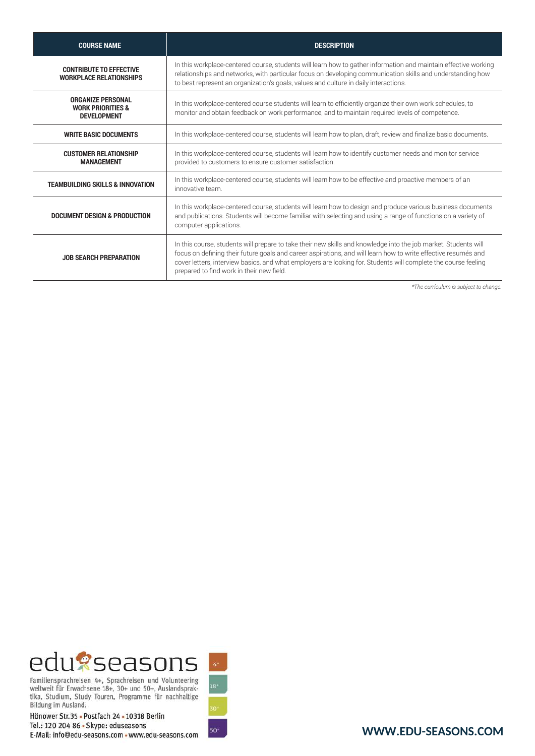| COURSE NAME | DESCRIPTION |
|---|---|
| **CONTRIBUTE TO EFFECTIVE WORKPLACE RELATIONSHIPS** | In this workplace-centered course, students will learn how to gather information and maintain effective working relationships and networks, with particular focus on developing communication skills and understanding how to best represent an organization's goals, values and culture in daily interactions. |
| **ORGANIZE PERSONAL WORK PRIORITIES & DEVELOPMENT** | In this workplace-centered course students will learn to efficiently organize their own work schedules, to monitor and obtain feedback on work performance, and to maintain required levels of competence. |
| **WRITE BASIC DOCUMENTS** | In this workplace-centered course, students will learn how to plan, draft, review and finalize basic documents. |
| **CUSTOMER RELATIONSHIP MANAGEMENT** | In this workplace-centered course, students will learn how to identify customer needs and monitor service provided to customers to ensure customer satisfaction. |
| **TEAMBUILDING SKILLS & INNOVATION** | In this workplace-centered course, students will learn how to be effective and proactive members of an innovative team. |
| **DOCUMENT DESIGN & PRODUCTION** | In this workplace-centered course, students will learn how to design and produce various business documents and publications. Students will become familiar with selecting and using a range of functions on a variety of computer applications. |
| **JOB SEARCH PREPARATION** | In this course, students will prepare to take their new skills and knowledge into the job market. Students will focus on defining their future goals and career aspirations, and will learn how to write effective resumés and cover letters, interview basics, and what employers are looking for. Students will complete the course feeling prepared to find work in their new field. |

*The curriculum is subject to change.*

edu seasons

4+ 18+ 30+ 50+

Familiensprachreisen 4+, Sprachreisen und Volunteering weltweit für Erwachsene 18+, 30+ und 50+, Auslandspraktika, Studium, Study Touren, Programme für nachhaltige Bildung im Ausland.

Hönower Str.35 • Postfach 24 • 10318 Berlin
Tel.: 120 204 86 • Skype: eduseasons
E-Mail: info@edu-seasons.com • www.edu-seasons.com

**WWW.EDU-SEASONS.COM**